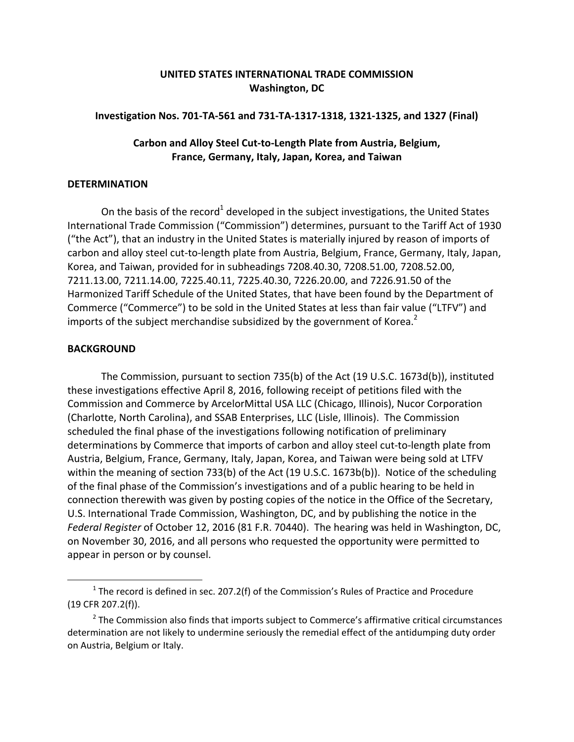**UNITED STATES INTERNATIONAL TRADE COMMISSION**
**Washington, DC**

**Investigation Nos. 701-TA-561 and 731-TA-1317-1318, 1321-1325, and 1327 (Final)**

**Carbon and Alloy Steel Cut-to-Length Plate from Austria, Belgium, France, Germany, Italy, Japan, Korea, and Taiwan**

## DETERMINATION

On the basis of the record[1] developed in the subject investigations, the United States International Trade Commission ("Commission") determines, pursuant to the Tariff Act of 1930 ("the Act"), that an industry in the United States is materially injured by reason of imports of carbon and alloy steel cut-to-length plate from Austria, Belgium, France, Germany, Italy, Japan, Korea, and Taiwan, provided for in subheadings 7208.40.30, 7208.51.00, 7208.52.00, 7211.13.00, 7211.14.00, 7225.40.11, 7225.40.30, 7226.20.00, and 7226.91.50 of the Harmonized Tariff Schedule of the United States, that have been found by the Department of Commerce ("Commerce") to be sold in the United States at less than fair value ("LTFV") and imports of the subject merchandise subsidized by the government of Korea.[2]

## BACKGROUND

The Commission, pursuant to section 735(b) of the Act (19 U.S.C. 1673d(b)), instituted these investigations effective April 8, 2016, following receipt of petitions filed with the Commission and Commerce by ArcelorMittal USA LLC (Chicago, Illinois), Nucor Corporation (Charlotte, North Carolina), and SSAB Enterprises, LLC (Lisle, Illinois). The Commission scheduled the final phase of the investigations following notification of preliminary determinations by Commerce that imports of carbon and alloy steel cut-to-length plate from Austria, Belgium, France, Germany, Italy, Japan, Korea, and Taiwan were being sold at LTFV within the meaning of section 733(b) of the Act (19 U.S.C. 1673b(b)). Notice of the scheduling of the final phase of the Commission's investigations and of a public hearing to be held in connection therewith was given by posting copies of the notice in the Office of the Secretary, U.S. International Trade Commission, Washington, DC, and by publishing the notice in the *Federal Register* of October 12, 2016 (81 F.R. 70440). The hearing was held in Washington, DC, on November 30, 2016, and all persons who requested the opportunity were permitted to appear in person or by counsel.

---

[1] The record is defined in sec. 207.2(f) of the Commission's Rules of Practice and Procedure (19 CFR 207.2(f)).

[2] The Commission also finds that imports subject to Commerce's affirmative critical circumstances determination are not likely to undermine seriously the remedial effect of the antidumping duty order on Austria, Belgium or Italy.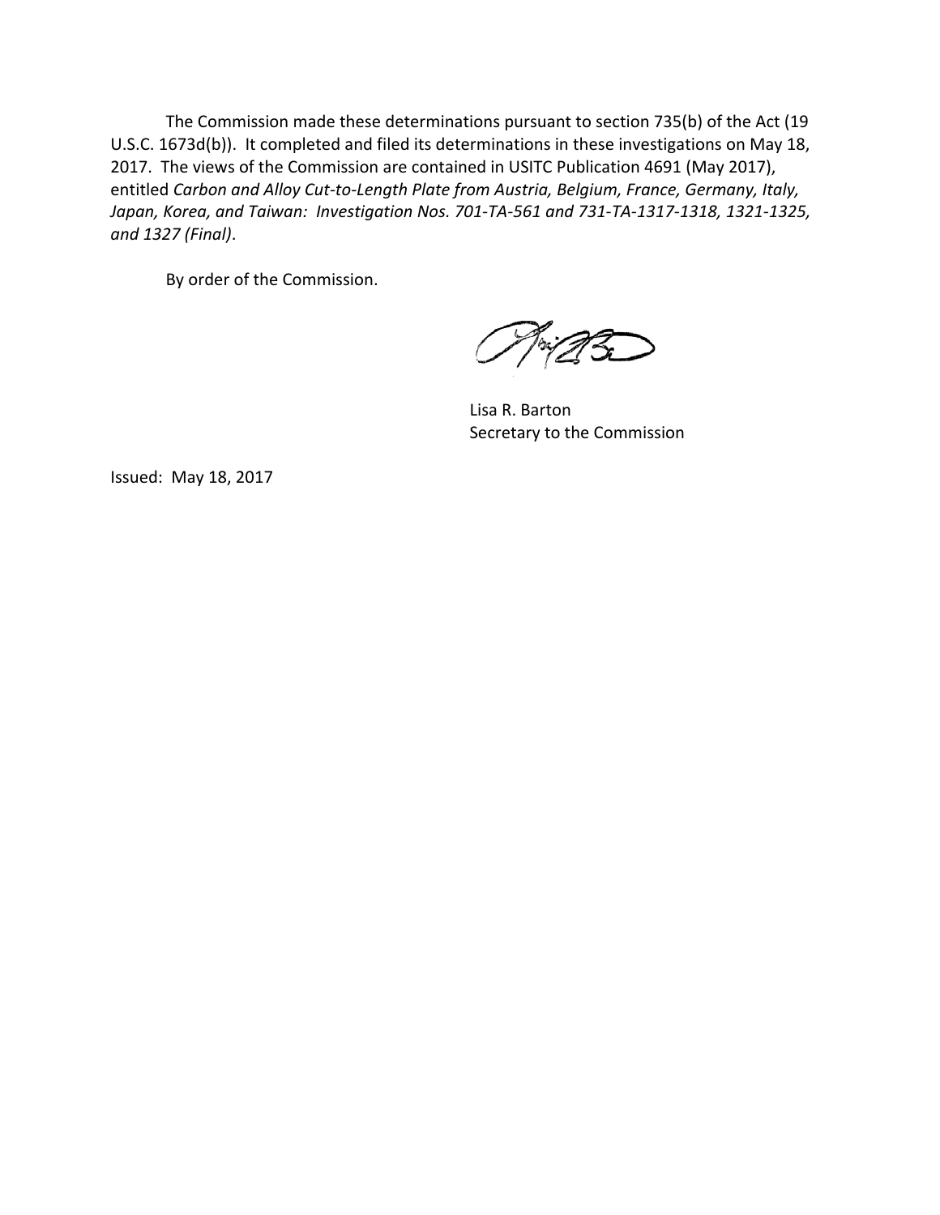The Commission made these determinations pursuant to section 735(b) of the Act (19 U.S.C. 1673d(b)). It completed and filed its determinations in these investigations on May 18, 2017. The views of the Commission are contained in USITC Publication 4691 (May 2017), entitled *Carbon and Alloy Cut-to-Length Plate from Austria, Belgium, France, Germany, Italy, Japan, Korea, and Taiwan: Investigation Nos. 701-TA-561 and 731-TA-1317-1318, 1321-1325, and 1327 (Final)*.

By order of the Commission.

Lisa R. Barton
Secretary to the Commission

Issued: May 18, 2017